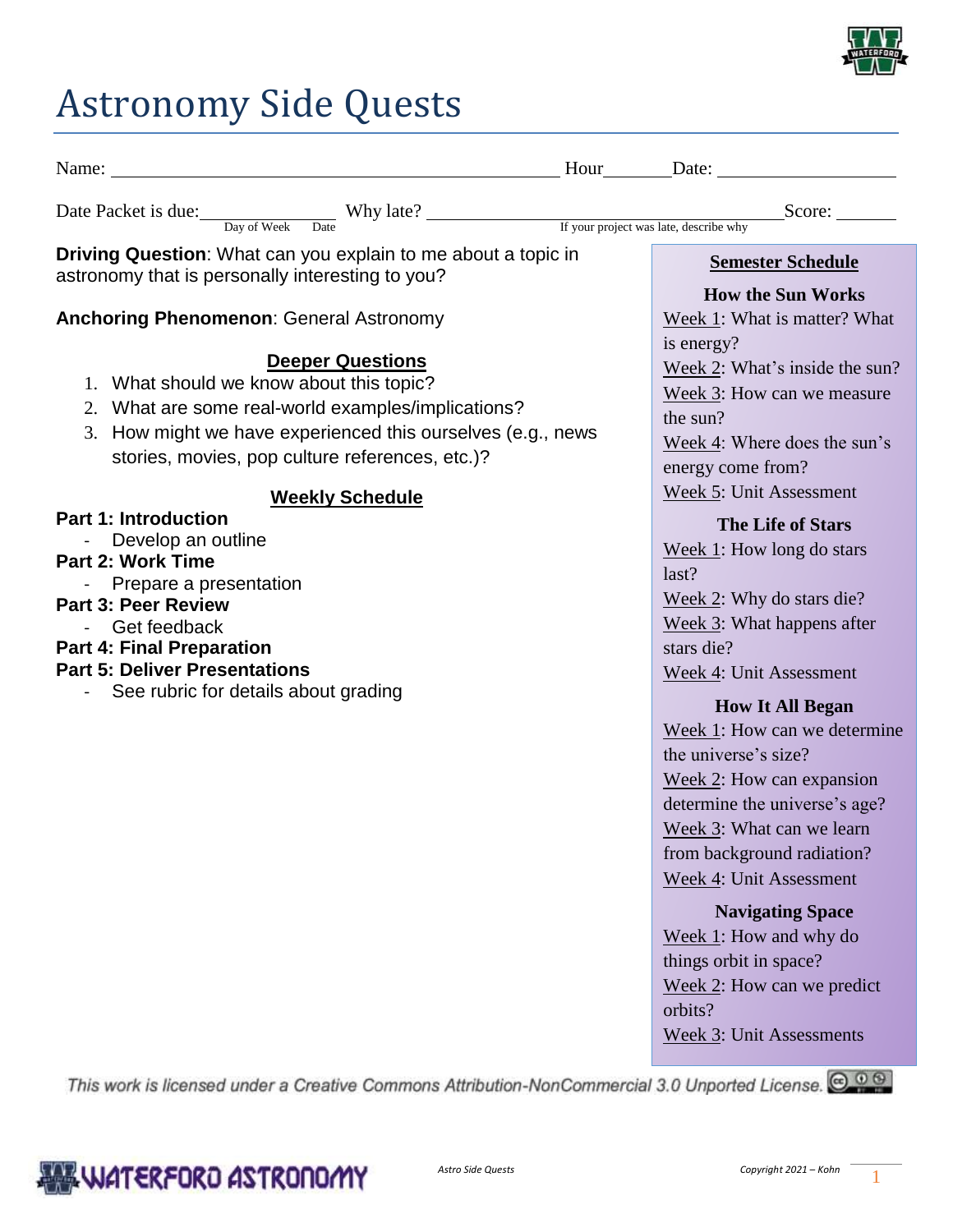# Astronomy Side Quests

Name: \_\_\_\_\_\_\_\_\_\_\_\_\_\_\_\_\_\_\_\_\_\_\_\_\_\_\_\_\_\_\_\_\_\_\_\_\_\_\_\_ Hour\_\_\_\_\_\_\_ Date: \_\_\_\_\_\_\_\_\_\_\_\_\_\_\_\_\_\_

Date Packet is due: \_\_\_\_\_\_\_\_\_\_\_\_\_\_\_ (Day of Week / Date) Why late? \_\_\_\_\_\_\_\_\_\_\_\_\_\_\_\_\_\_\_\_\_\_\_\_\_\_\_\_\_\_\_\_ (If your project was late, describe why) Score: \_\_\_\_\_\_\_

**Driving Question**: What can you explain to me about a topic in astronomy that is personally interesting to you?

**Anchoring Phenomenon**: General Astronomy

## Deeper Questions

1. What should we know about this topic?
2. What are some real-world examples/implications?
3. How might we have experienced this ourselves (e.g., news stories, movies, pop culture references, etc.)?

## Weekly Schedule

**Part 1: Introduction**
- Develop an outline

**Part 2: Work Time**
- Prepare a presentation

**Part 3: Peer Review**
- Get feedback

**Part 4: Final Preparation**

**Part 5: Deliver Presentations**
- See rubric for details about grading

## Semester Schedule

**How the Sun Works**

Week 1: What is matter? What is energy?
Week 2: What's inside the sun?
Week 3: How can we measure the sun?
Week 4: Where does the sun's energy come from?
Week 5: Unit Assessment

**The Life of Stars**

Week 1: How long do stars last?
Week 2: Why do stars die?
Week 3: What happens after stars die?
Week 4: Unit Assessment

**How It All Began**

Week 1: How can we determine the universe's size?
Week 2: How can expansion determine the universe's age?
Week 3: What can we learn from background radiation?
Week 4: Unit Assessment

**Navigating Space**

Week 1: How and why do things orbit in space?
Week 2: How can we predict orbits?
Week 3: Unit Assessments

*This work is licensed under a Creative Commons Attribution-NonCommercial 3.0 Unported License.*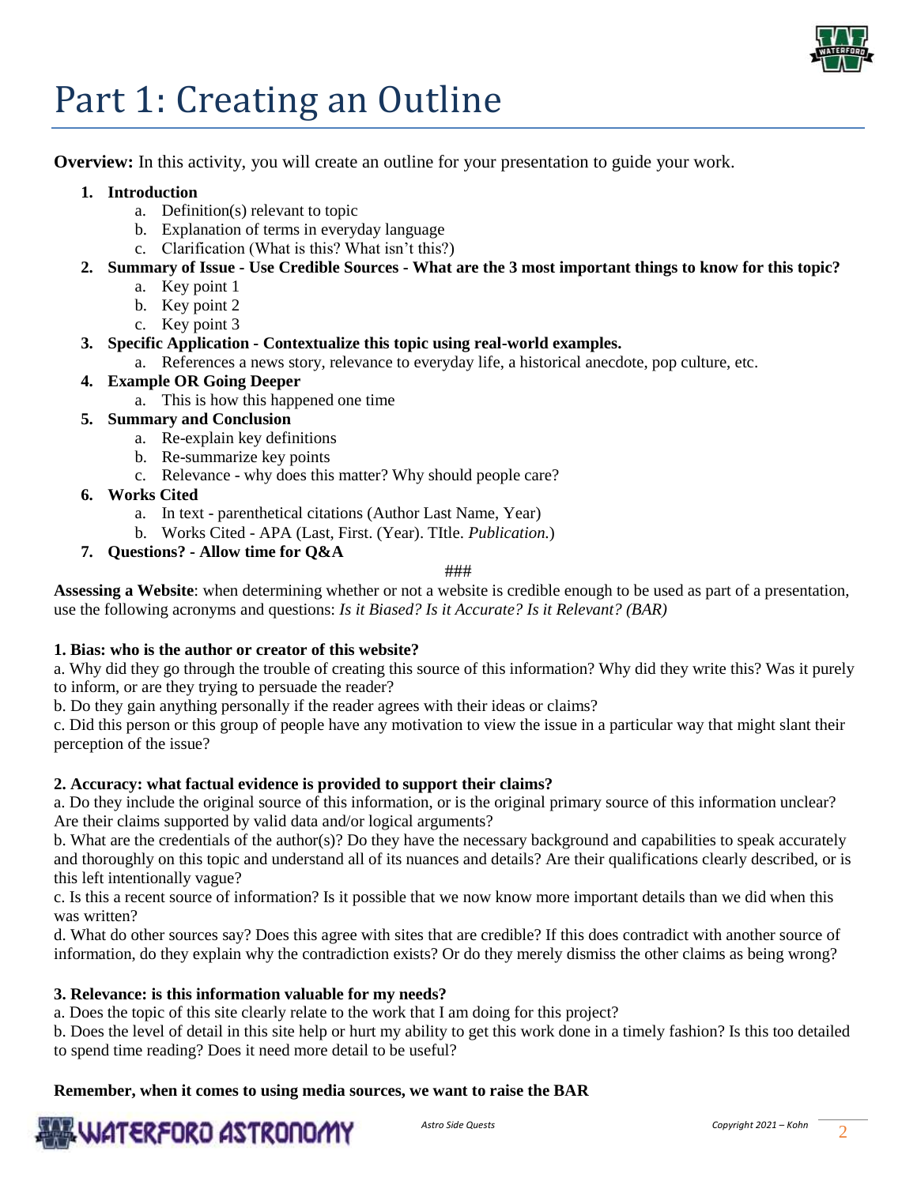# Part 1: Creating an Outline

**Overview:** In this activity, you will create an outline for your presentation to guide your work.

1. **Introduction**
    a. Definition(s) relevant to topic
    b. Explanation of terms in everyday language
    c. Clarification (What is this? What isn't this?)
2. **Summary of Issue - Use Credible Sources - What are the 3 most important things to know for this topic?**
    a. Key point 1
    b. Key point 2
    c. Key point 3
3. **Specific Application - Contextualize this topic using real-world examples.**
    a. References a news story, relevance to everyday life, a historical anecdote, pop culture, etc.
4. **Example OR Going Deeper**
    a. This is how this happened one time
5. **Summary and Conclusion**
    a. Re-explain key definitions
    b. Re-summarize key points
    c. Relevance - why does this matter? Why should people care?
6. **Works Cited**
    a. In text - parenthetical citations (Author Last Name, Year)
    b. Works Cited - APA (Last, First. (Year). TItle. *Publication.*)
7. **Questions? - Allow time for Q&A**

###

**Assessing a Website**: when determining whether or not a website is credible enough to be used as part of a presentation, use the following acronyms and questions: *Is it Biased? Is it Accurate? Is it Relevant? (BAR)*

**1. Bias: who is the author or creator of this website?**

a. Why did they go through the trouble of creating this source of this information? Why did they write this? Was it purely to inform, or are they trying to persuade the reader?

b. Do they gain anything personally if the reader agrees with their ideas or claims?

c. Did this person or this group of people have any motivation to view the issue in a particular way that might slant their perception of the issue?

**2. Accuracy: what factual evidence is provided to support their claims?**

a. Do they include the original source of this information, or is the original primary source of this information unclear? Are their claims supported by valid data and/or logical arguments?

b. What are the credentials of the author(s)? Do they have the necessary background and capabilities to speak accurately and thoroughly on this topic and understand all of its nuances and details? Are their qualifications clearly described, or is this left intentionally vague?

c. Is this a recent source of information? Is it possible that we now know more important details than we did when this was written?

d. What do other sources say? Does this agree with sites that are credible? If this does contradict with another source of information, do they explain why the contradiction exists? Or do they merely dismiss the other claims as being wrong?

**3. Relevance: is this information valuable for my needs?**

a. Does the topic of this site clearly relate to the work that I am doing for this project?

b. Does the level of detail in this site help or hurt my ability to get this work done in a timely fashion? Is this too detailed to spend time reading? Does it need more detail to be useful?

**Remember, when it comes to using media sources, we want to raise the BAR**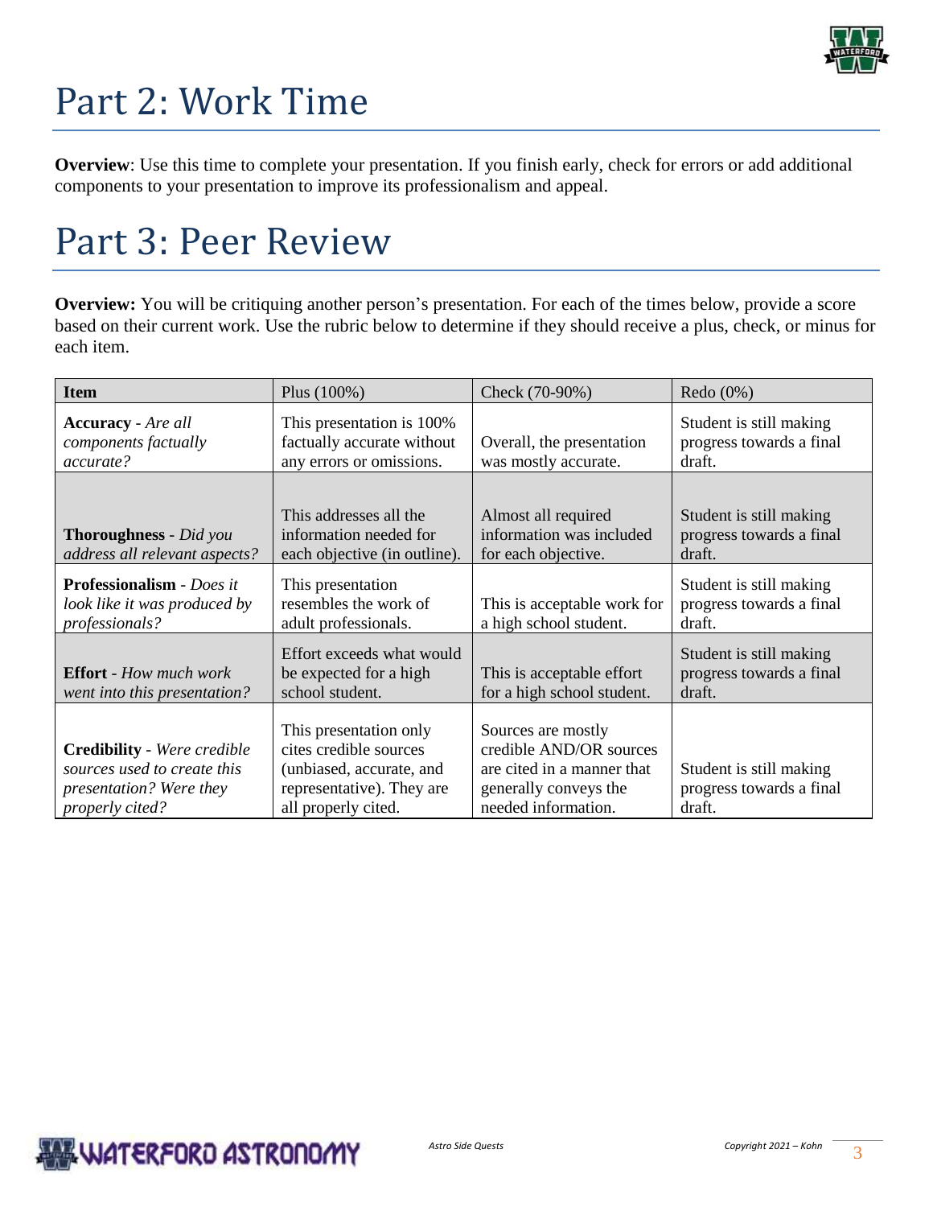# Part 2: Work Time

**Overview**: Use this time to complete your presentation. If you finish early, check for errors or add additional components to your presentation to improve its professionalism and appeal.

# Part 3: Peer Review

**Overview:** You will be critiquing another person's presentation. For each of the times below, provide a score based on their current work. Use the rubric below to determine if they should receive a plus, check, or minus for each item.

| Item | Plus (100%) | Check (70-90%) | Redo (0%) |
|---|---|---|---|
| **Accuracy** - *Are all components factually accurate?* | This presentation is 100% factually accurate without any errors or omissions. | Overall, the presentation was mostly accurate. | Student is still making progress towards a final draft. |
| **Thoroughness** - *Did you address all relevant aspects?* | This addresses all the information needed for each objective (in outline). | Almost all required information was included for each objective. | Student is still making progress towards a final draft. |
| **Professionalism** - *Does it look like it was produced by professionals?* | This presentation resembles the work of adult professionals. | This is acceptable work for a high school student. | Student is still making progress towards a final draft. |
| **Effort** - *How much work went into this presentation?* | Effort exceeds what would be expected for a high school student. | This is acceptable effort for a high school student. | Student is still making progress towards a final draft. |
| **Credibility** - *Were credible sources used to create this presentation? Were they properly cited?* | This presentation only cites credible sources (unbiased, accurate, and representative). They are all properly cited. | Sources are mostly credible AND/OR sources are cited in a manner that generally conveys the needed information. | Student is still making progress towards a final draft. |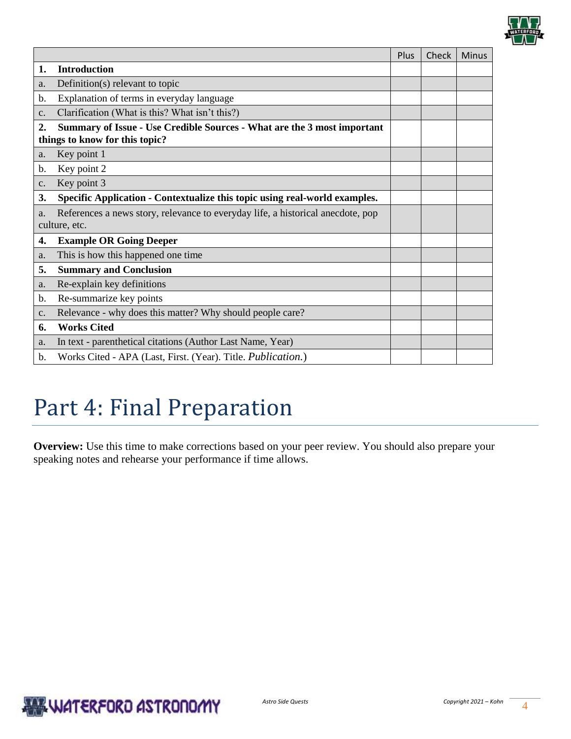| | Plus | Check | Minus |
|---|---|---|---|
| **1. Introduction** | | | |
| a. Definition(s) relevant to topic | | | |
| b. Explanation of terms in everyday language | | | |
| c. Clarification (What is this? What isn't this?) | | | |
| **2. Summary of Issue - Use Credible Sources - What are the 3 most important things to know for this topic?** | | | |
| a. Key point 1 | | | |
| b. Key point 2 | | | |
| c. Key point 3 | | | |
| **3. Specific Application - Contextualize this topic using real-world examples.** | | | |
| a. References a news story, relevance to everyday life, a historical anecdote, pop culture, etc. | | | |
| **4. Example OR Going Deeper** | | | |
| a. This is how this happened one time | | | |
| **5. Summary and Conclusion** | | | |
| a. Re-explain key definitions | | | |
| b. Re-summarize key points | | | |
| c. Relevance - why does this matter? Why should people care? | | | |
| **6. Works Cited** | | | |
| a. In text - parenthetical citations (Author Last Name, Year) | | | |
| b. Works Cited - APA (Last, First. (Year). Title. *Publication.*) | | | |

# Part 4: Final Preparation

**Overview:** Use this time to make corrections based on your peer review. You should also prepare your speaking notes and rehearse your performance if time allows.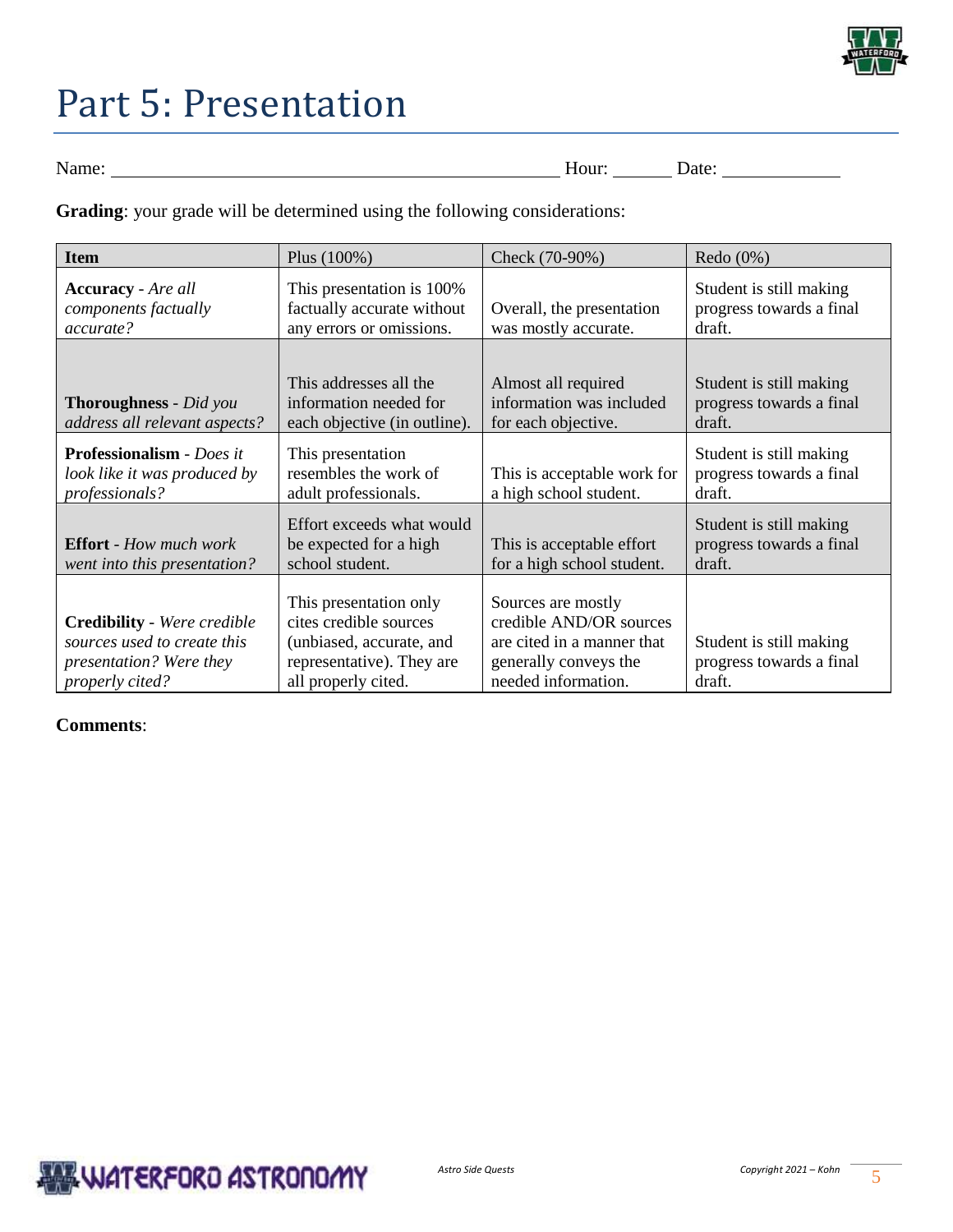# Part 5: Presentation

Name: ______________________________________________ Hour: ______ Date: ____________

**Grading**: your grade will be determined using the following considerations:

| Item | Plus (100%) | Check (70-90%) | Redo (0%) |
|---|---|---|---|
| **Accuracy** - *Are all components factually accurate?* | This presentation is 100% factually accurate without any errors or omissions. | Overall, the presentation was mostly accurate. | Student is still making progress towards a final draft. |
| **Thoroughness** - *Did you address all relevant aspects?* | This addresses all the information needed for each objective (in outline). | Almost all required information was included for each objective. | Student is still making progress towards a final draft. |
| **Professionalism** - *Does it look like it was produced by professionals?* | This presentation resembles the work of adult professionals. | This is acceptable work for a high school student. | Student is still making progress towards a final draft. |
| **Effort** - *How much work went into this presentation?* | Effort exceeds what would be expected for a high school student. | This is acceptable effort for a high school student. | Student is still making progress towards a final draft. |
| **Credibility** - *Were credible sources used to create this presentation? Were they properly cited?* | This presentation only cites credible sources (unbiased, accurate, and representative). They are all properly cited. | Sources are mostly credible AND/OR sources are cited in a manner that generally conveys the needed information. | Student is still making progress towards a final draft. |

**Comments**: